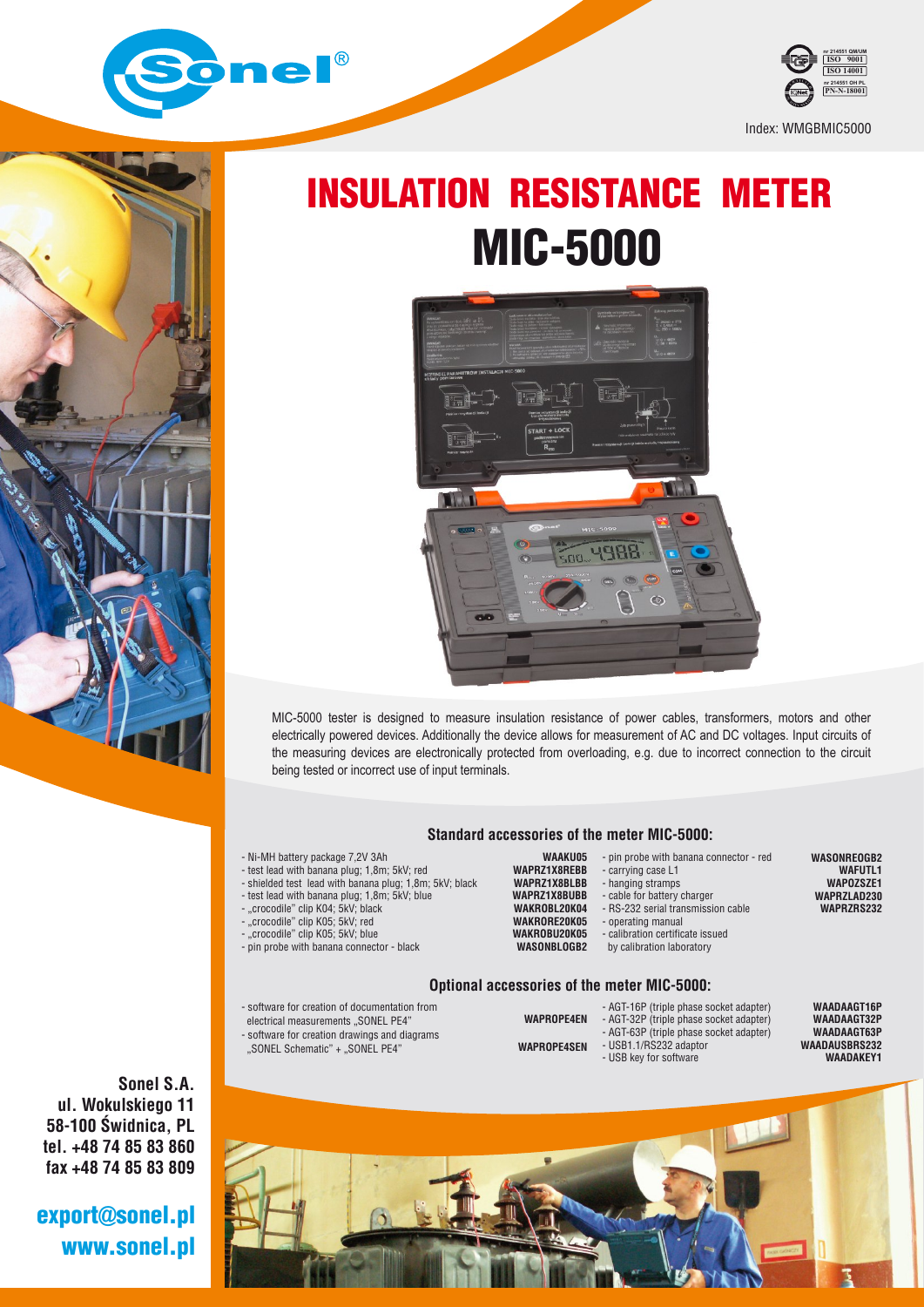Index: WMGBMIC5000

# INSULATION RESISTANCE METER

# MIC-5000

MIC-5000 tester is designed to measure insulation resistance of power cables, transformers, motors and other electrically powered devices. Additionally the device allows for measurement of AC and DC voltages. Input circuits of the measuring devices are electronically protected from overloading, e.g. due to incorrect connection to the circuit being tested or incorrect use of input terminals.

## Standard accessories of the meter MIC-5000:

| Item | Index |
|---|---|
| - Ni-MH battery package 7,2V 3Ah | WAAKU05 |
| - test lead with banana plug; 1,8m; 5kV; red | WAPRZ1X8REBB |
| - shielded test lead with banana plug; 1,8m; 5kV; black | WAPRZ1X8BLBB |
| - test lead with banana plug; 1,8m; 5kV; blue | WAPRZ1X8BUBB |
| - „crocodile" clip K04; 5kV; black | WAKROBL20K04 |
| - „crocodile" clip K05; 5kV; red | WAKRORE20K05 |
| - „crocodile" clip K05; 5kV; blue | WAKROBU20K05 |
| - pin probe with banana connector - black | WASONBLOGB2 |
| - pin probe with banana connector - red | WASONREOGB2 |
| - carrying case L1 | WAFUTL1 |
| - hanging stramps | WAPOZSZE1 |
| - cable for battery charger | WAPRZLAD230 |
| - RS-232 serial transmission cable | WAPRZRS232 |
| - operating manual | |
| - calibration certificate issued by calibration laboratory | |

## Optional accessories of the meter MIC-5000:

| Item | Index |
|---|---|
| - software for creation of documentation from electrical measurements „SONEL PE4" | WAPROPE4EN |
| - software for creation drawings and diagrams „SONEL Schematic" + „SONEL PE4" | WAPROPE4SEN |
| - AGT-16P (triple phase socket adapter) | WAADAAGT16P |
| - AGT-32P (triple phase socket adapter) | WAADAAGT32P |
| - AGT-63P (triple phase socket adapter) | WAADAAGT63P |
| - USB1.1/RS232 adaptor | WAADAUSBRS232 |
| - USB key for software | WAADAKEY1 |

**Sonel S.A.**
**ul. Wokulskiego 11**
**58-100 Świdnica, PL**
**tel. +48 74 85 83 860**
**fax +48 74 85 83 809**

**export@sonel.pl**
**www.sonel.pl**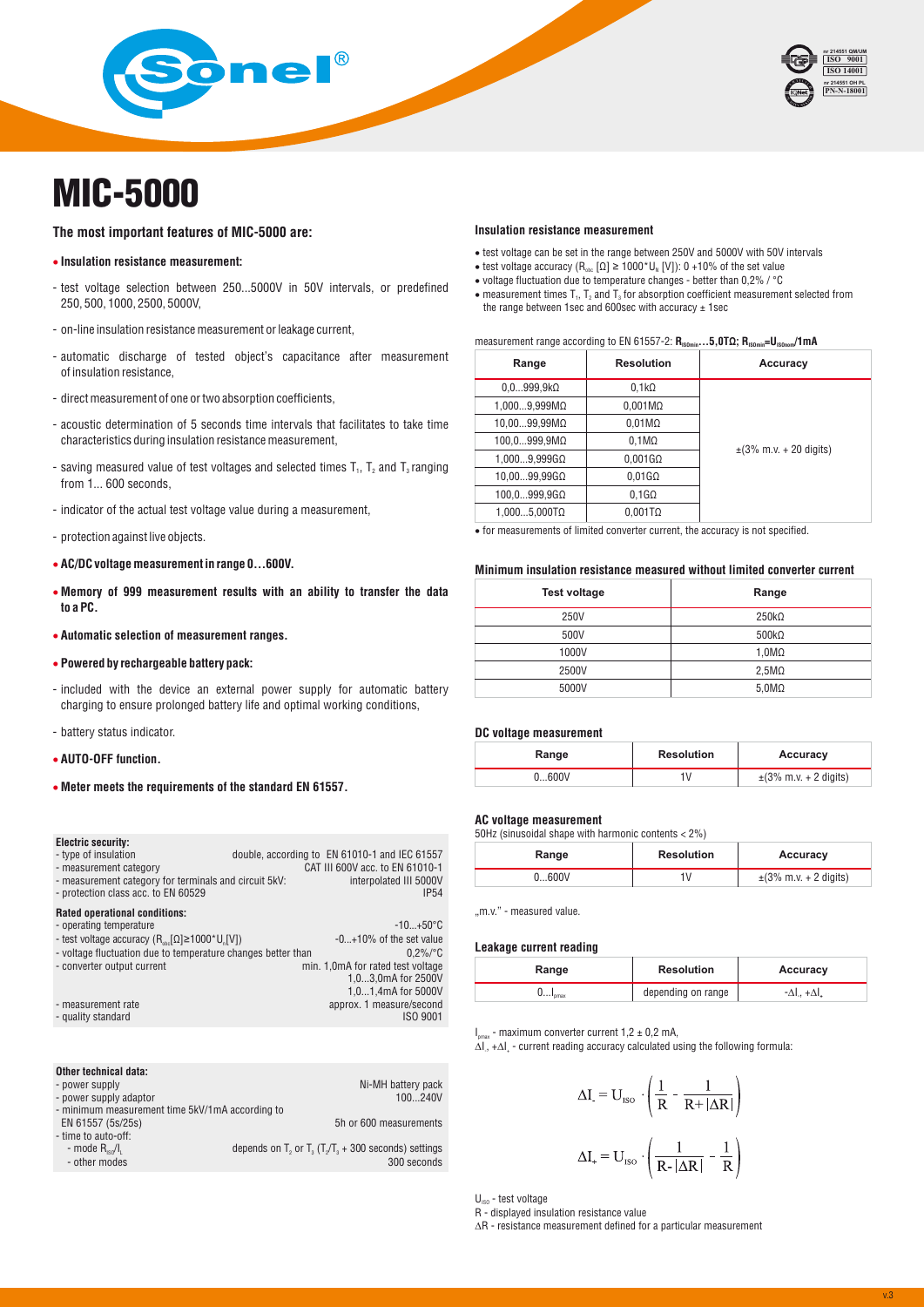# MIC-5000

**The most important features of MIC-5000 are:**

- **Insulation resistance measurement:**
  - test voltage selection between 250...5000V in 50V intervals, or predefined 250, 500, 1000, 2500, 5000V,
  - on-line insulation resistance measurement or leakage current,
  - automatic discharge of tested object's capacitance after measurement of insulation resistance,
  - direct measurement of one or two absorption coefficients,
  - acoustic determination of 5 seconds time intervals that facilitates to take time characteristics during insulation resistance measurement,
  - saving measured value of test voltages and selected times $T_1$, $T_2$ and $T_3$ ranging from 1... 600 seconds,
  - indicator of the actual test voltage value during a measurement,
  - protection against live objects.
- **AC/DC voltage measurement in range 0…600V.**
- **Memory of 999 measurement results with an ability to transfer the data to a PC.**
- **Automatic selection of measurement ranges.**
- **Powered by rechargeable battery pack:**
  - included with the device an external power supply for automatic battery charging to ensure prolonged battery life and optimal working conditions,
  - battery status indicator.
- **AUTO-OFF function.**
- **Meter meets the requirements of the standard EN 61557.**

**Electric security:**

| | |
|---|---|
| - type of insulation | double, according to EN 61010-1 and IEC 61557 |
| - measurement category | CAT III 600V acc. to EN 61010-1 |
| - measurement category for terminals and circuit 5kV: | interpolated III 5000V |
| - protection class acc. to EN 60529 | IP54 |

**Rated operational conditions:**

| | |
|---|---|
| - operating temperature | -10...+50°C |
| - test voltage accuracy ($R_{obc}[\Omega] \geq 1000 \cdot U_N[V]$) | -0...+10% of the set value |
| - voltage fluctuation due to temperature changes better than | 0,2%/°C |
| - converter output current | min. 1,0mA for rated test voltage<br>1,0...3,0mA for 2500V<br>1,0...1,4mA for 5000V |
| - measurement rate | approx. 1 measure/second |
| - quality standard | ISO 9001 |

**Other technical data:**

| | |
|---|---|
| - power supply | Ni-MH battery pack |
| - power supply adaptor | 100...240V |
| - minimum measurement time 5kV/1mA according to EN 61557 (5s/25s) | 5h or 600 measurements |
| - time to auto-off: | |
| - mode $R_{ISO}/I_L$ | depends on $T_2$ or $T_3$ ($T_2/T_3$ + 300 seconds) settings |
| - other modes | 300 seconds |

### Insulation resistance measurement

- test voltage can be set in the range between 250V and 5000V with 50V intervals
- test voltage accuracy ($R_{obc}$ [Ω] ≥ 1000*$U_N$ [V]): 0 +10% of the set value
- voltage fluctuation due to temperature changes - better than 0,2% / °C
- measurement times $T_1$, $T_2$ and $T_3$ for absorption coefficient measurement selected from the range between 1sec and 600sec with accuracy ± 1sec

measurement range according to EN 61557-2: $R_{ISOmin}$…5,0TΩ; $R_{ISOmin}=U_{ISOnom}/1mA$

| Range | Resolution | Accuracy |
|---|---|---|
| 0,0...999,9kΩ | 0,1kΩ | ±(3% m.v. + 20 digits) |
| 1,000...9,999MΩ | 0,001MΩ | |
| 10,00...99,99MΩ | 0,01MΩ | |
| 100,0...999,9MΩ | 0,1MΩ | |
| 1,000...9,999GΩ | 0,001GΩ | |
| 10,00...99,99GΩ | 0,01GΩ | |
| 100,0...999,9GΩ | 0,1GΩ | |
| 1,000...5,000TΩ | 0,001TΩ | |

- for measurements of limited converter current, the accuracy is not specified.

### Minimum insulation resistance measured without limited converter current

| Test voltage | Range |
|---|---|
| 250V | 250kΩ |
| 500V | 500kΩ |
| 1000V | 1,0MΩ |
| 2500V | 2,5MΩ |
| 5000V | 5,0MΩ |

### DC voltage measurement

| Range | Resolution | Accuracy |
|---|---|---|
| 0...600V | 1V | ±(3% m.v. + 2 digits) |

### AC voltage measurement

50Hz (sinusoidal shape with harmonic contents < 2%)

| Range | Resolution | Accuracy |
|---|---|---|
| 0...600V | 1V | ±(3% m.v. + 2 digits) |

„m.v." - measured value.

### Leakage current reading

| Range | Resolution | Accuracy |
|---|---|---|
| 0...$I_{pmax}$ | depending on range | $-\Delta I_-$, $+\Delta I_+$ |

$I_{pmax}$ - maximum converter current 1,2 ± 0,2 mA,

$\Delta I_-$ $+\Delta I_+$ - current reading accuracy calculated using the following formula:

$$\Delta I_- = U_{ISO} \cdot \left( \frac{1}{R} - \frac{1}{R + |\Delta R|} \right)$$

$$\Delta I_+ = U_{ISO} \cdot \left( \frac{1}{R - |\Delta R|} - \frac{1}{R} \right)$$

$U_{ISO}$ - test voltage

R - displayed insulation resistance value

ΔR - resistance measurement defined for a particular measurement